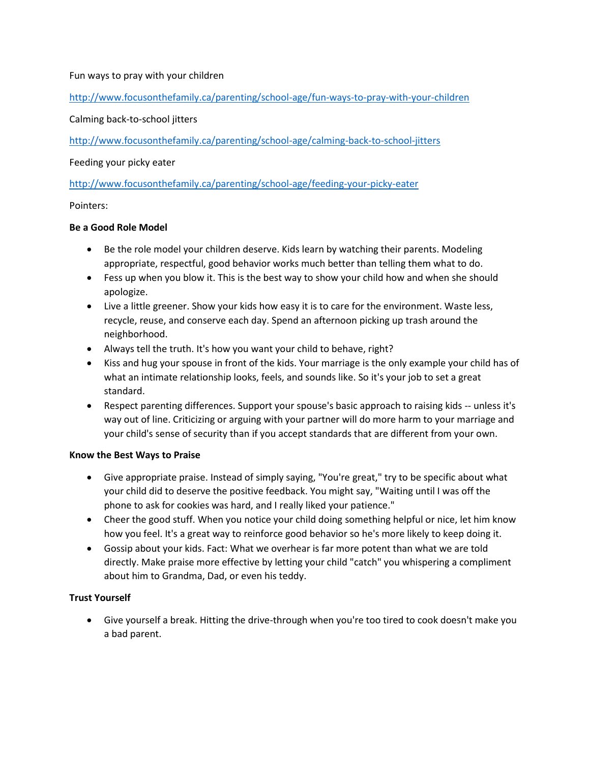Fun ways to pray with your children

http://www.focusonthefamily.ca/parenting/school-age/fun-ways-to-pray-with-your-children

Calming back-to-school jitters

http://www.focusonthefamily.ca/parenting/school-age/calming-back-to-school-jitters

Feeding your picky eater

http://www.focusonthefamily.ca/parenting/school-age/feeding-your-picky-eater

Pointers:

**Be a Good Role Model**

- Be the role model your children deserve. Kids learn by watching their parents. Modeling appropriate, respectful, good behavior works much better than telling them what to do.
- Fess up when you blow it. This is the best way to show your child how and when she should apologize.
- Live a little greener. Show your kids how easy it is to care for the environment. Waste less, recycle, reuse, and conserve each day. Spend an afternoon picking up trash around the neighborhood.
- Always tell the truth. It's how you want your child to behave, right?
- Kiss and hug your spouse in front of the kids. Your marriage is the only example your child has of what an intimate relationship looks, feels, and sounds like. So it's your job to set a great standard.
- Respect parenting differences. Support your spouse's basic approach to raising kids -- unless it's way out of line. Criticizing or arguing with your partner will do more harm to your marriage and your child's sense of security than if you accept standards that are different from your own.

**Know the Best Ways to Praise**

- Give appropriate praise. Instead of simply saying, "You're great," try to be specific about what your child did to deserve the positive feedback. You might say, "Waiting until I was off the phone to ask for cookies was hard, and I really liked your patience."
- Cheer the good stuff. When you notice your child doing something helpful or nice, let him know how you feel. It's a great way to reinforce good behavior so he's more likely to keep doing it.
- Gossip about your kids. Fact: What we overhear is far more potent than what we are told directly. Make praise more effective by letting your child "catch" you whispering a compliment about him to Grandma, Dad, or even his teddy.

**Trust Yourself**

- Give yourself a break. Hitting the drive-through when you're too tired to cook doesn't make you a bad parent.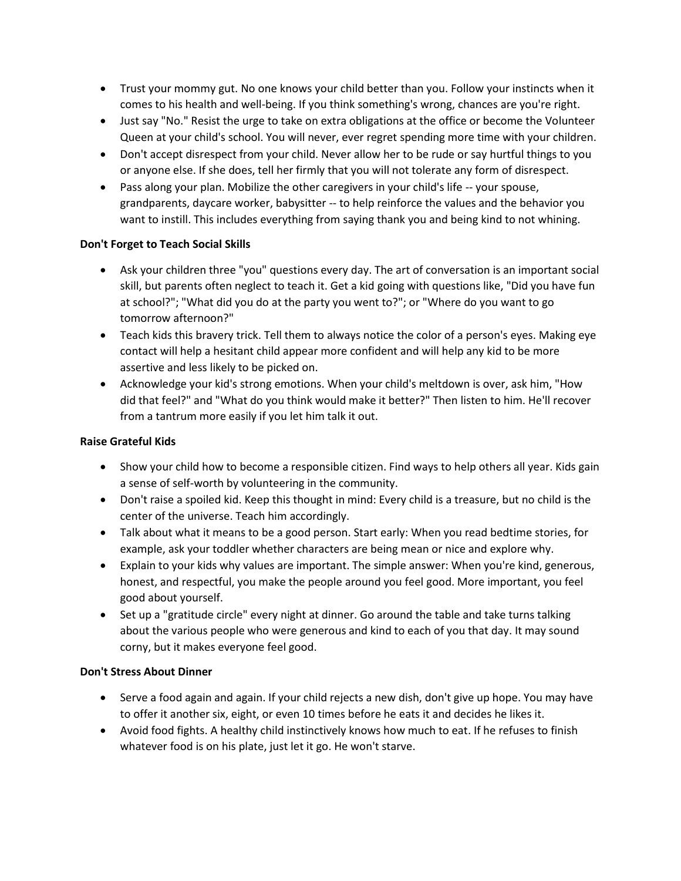- Trust your mommy gut. No one knows your child better than you. Follow your instincts when it comes to his health and well-being. If you think something's wrong, chances are you're right.
- Just say "No." Resist the urge to take on extra obligations at the office or become the Volunteer Queen at your child's school. You will never, ever regret spending more time with your children.
- Don't accept disrespect from your child. Never allow her to be rude or say hurtful things to you or anyone else. If she does, tell her firmly that you will not tolerate any form of disrespect.
- Pass along your plan. Mobilize the other caregivers in your child's life -- your spouse, grandparents, daycare worker, babysitter -- to help reinforce the values and the behavior you want to instill. This includes everything from saying thank you and being kind to not whining.

**Don't Forget to Teach Social Skills**

- Ask your children three "you" questions every day. The art of conversation is an important social skill, but parents often neglect to teach it. Get a kid going with questions like, "Did you have fun at school?"; "What did you do at the party you went to?"; or "Where do you want to go tomorrow afternoon?"
- Teach kids this bravery trick. Tell them to always notice the color of a person's eyes. Making eye contact will help a hesitant child appear more confident and will help any kid to be more assertive and less likely to be picked on.
- Acknowledge your kid's strong emotions. When your child's meltdown is over, ask him, "How did that feel?" and "What do you think would make it better?" Then listen to him. He'll recover from a tantrum more easily if you let him talk it out.

**Raise Grateful Kids**

- Show your child how to become a responsible citizen. Find ways to help others all year. Kids gain a sense of self-worth by volunteering in the community.
- Don't raise a spoiled kid. Keep this thought in mind: Every child is a treasure, but no child is the center of the universe. Teach him accordingly.
- Talk about what it means to be a good person. Start early: When you read bedtime stories, for example, ask your toddler whether characters are being mean or nice and explore why.
- Explain to your kids why values are important. The simple answer: When you're kind, generous, honest, and respectful, you make the people around you feel good. More important, you feel good about yourself.
- Set up a "gratitude circle" every night at dinner. Go around the table and take turns talking about the various people who were generous and kind to each of you that day. It may sound corny, but it makes everyone feel good.

**Don't Stress About Dinner**

- Serve a food again and again. If your child rejects a new dish, don't give up hope. You may have to offer it another six, eight, or even 10 times before he eats it and decides he likes it.
- Avoid food fights. A healthy child instinctively knows how much to eat. If he refuses to finish whatever food is on his plate, just let it go. He won't starve.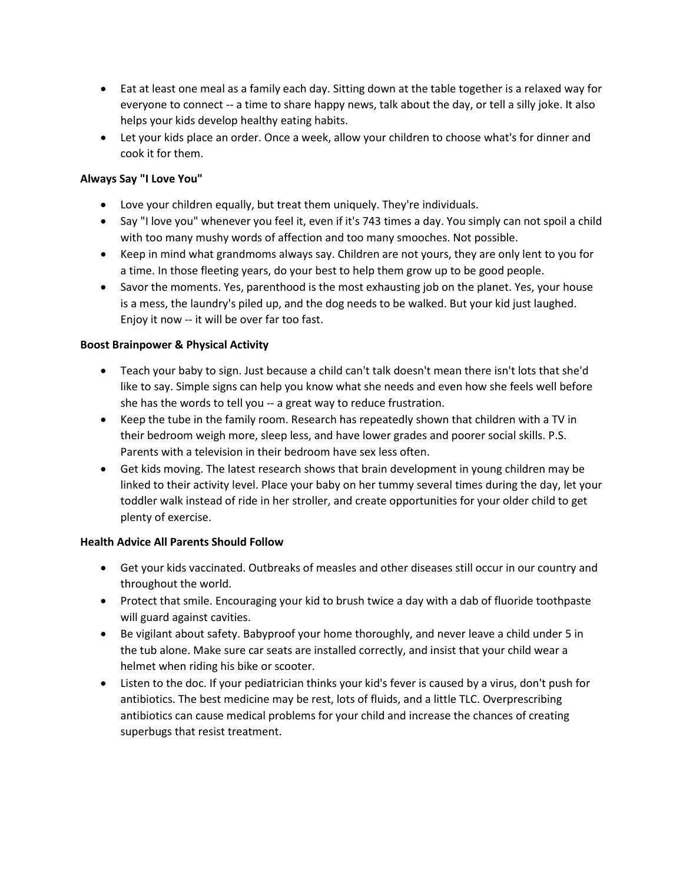- Eat at least one meal as a family each day. Sitting down at the table together is a relaxed way for everyone to connect -- a time to share happy news, talk about the day, or tell a silly joke. It also helps your kids develop healthy eating habits.
- Let your kids place an order. Once a week, allow your children to choose what's for dinner and cook it for them.

**Always Say "I Love You"**

- Love your children equally, but treat them uniquely. They're individuals.
- Say "I love you" whenever you feel it, even if it's 743 times a day. You simply can not spoil a child with too many mushy words of affection and too many smooches. Not possible.
- Keep in mind what grandmoms always say. Children are not yours, they are only lent to you for a time. In those fleeting years, do your best to help them grow up to be good people.
- Savor the moments. Yes, parenthood is the most exhausting job on the planet. Yes, your house is a mess, the laundry's piled up, and the dog needs to be walked. But your kid just laughed. Enjoy it now -- it will be over far too fast.

**Boost Brainpower & Physical Activity**

- Teach your baby to sign. Just because a child can't talk doesn't mean there isn't lots that she'd like to say. Simple signs can help you know what she needs and even how she feels well before she has the words to tell you -- a great way to reduce frustration.
- Keep the tube in the family room. Research has repeatedly shown that children with a TV in their bedroom weigh more, sleep less, and have lower grades and poorer social skills. P.S. Parents with a television in their bedroom have sex less often.
- Get kids moving. The latest research shows that brain development in young children may be linked to their activity level. Place your baby on her tummy several times during the day, let your toddler walk instead of ride in her stroller, and create opportunities for your older child to get plenty of exercise.

**Health Advice All Parents Should Follow**

- Get your kids vaccinated. Outbreaks of measles and other diseases still occur in our country and throughout the world.
- Protect that smile. Encouraging your kid to brush twice a day with a dab of fluoride toothpaste will guard against cavities.
- Be vigilant about safety. Babyproof your home thoroughly, and never leave a child under 5 in the tub alone. Make sure car seats are installed correctly, and insist that your child wear a helmet when riding his bike or scooter.
- Listen to the doc. If your pediatrician thinks your kid's fever is caused by a virus, don't push for antibiotics. The best medicine may be rest, lots of fluids, and a little TLC. Overprescribing antibiotics can cause medical problems for your child and increase the chances of creating superbugs that resist treatment.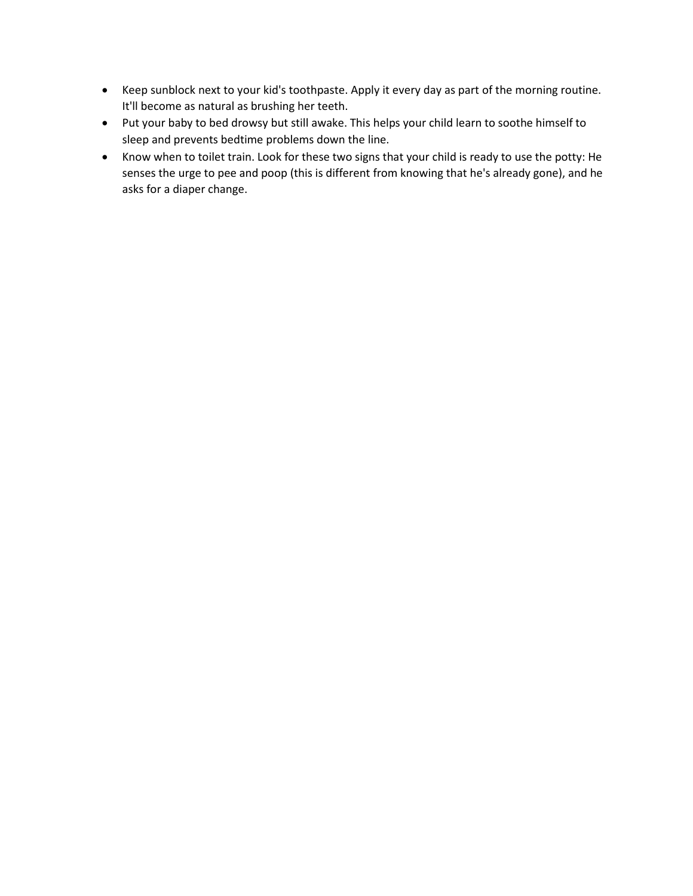- Keep sunblock next to your kid's toothpaste. Apply it every day as part of the morning routine. It'll become as natural as brushing her teeth.
- Put your baby to bed drowsy but still awake. This helps your child learn to soothe himself to sleep and prevents bedtime problems down the line.
- Know when to toilet train. Look for these two signs that your child is ready to use the potty: He senses the urge to pee and poop (this is different from knowing that he's already gone), and he asks for a diaper change.